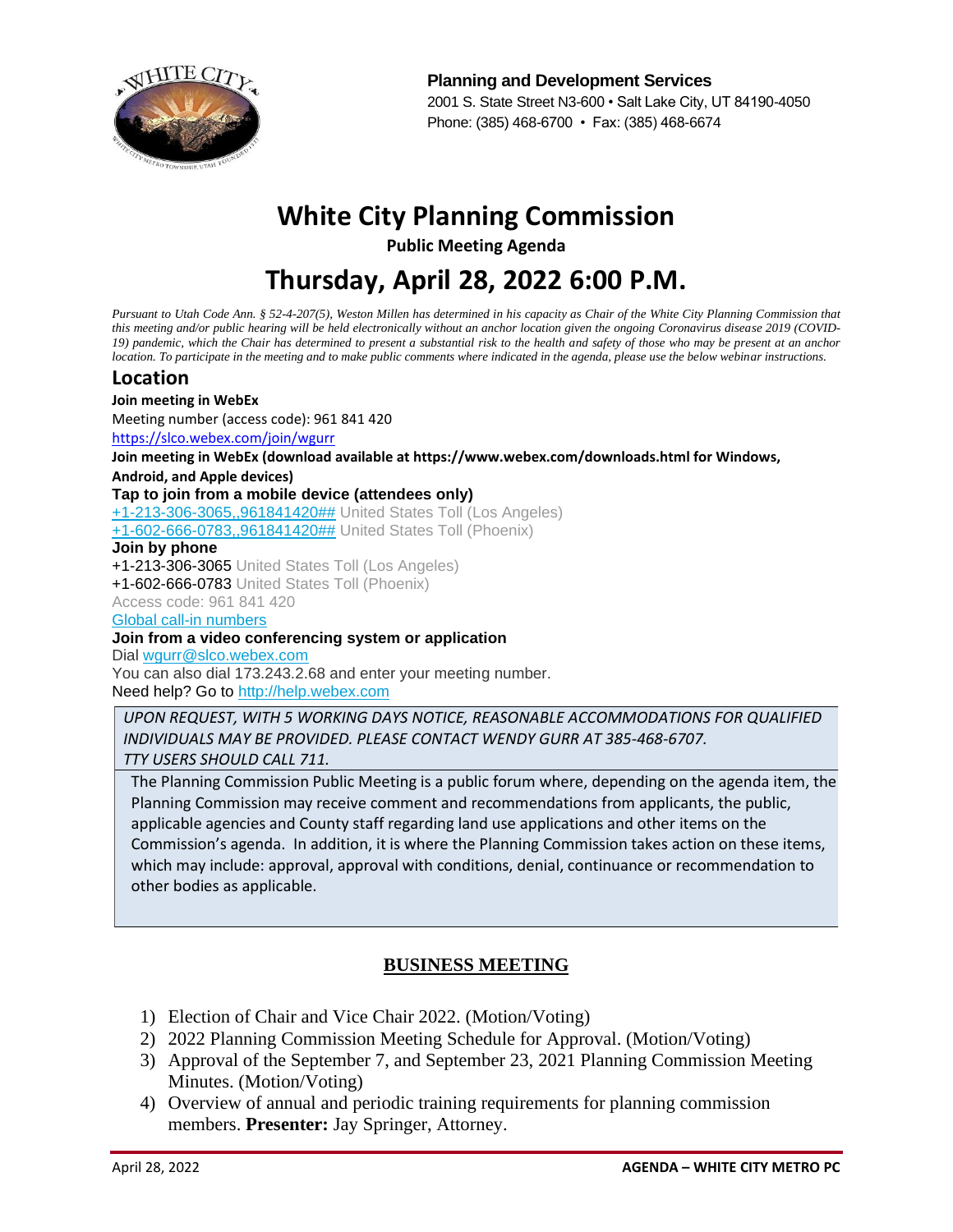**Planning and Development Services**
2001 S. State Street N3-600 • Salt Lake City, UT 84190-4050
Phone: (385) 468-6700 • Fax: (385) 468-6674

# White City Planning Commission

**Public Meeting Agenda**

# Thursday, April 28, 2022 6:00 P.M.

*Pursuant to Utah Code Ann. § 52-4-207(5), Weston Millen has determined in his capacity as Chair of the White City Planning Commission that this meeting and/or public hearing will be held electronically without an anchor location given the ongoing Coronavirus disease 2019 (COVID-19) pandemic, which the Chair has determined to present a substantial risk to the health and safety of those who may be present at an anchor location. To participate in the meeting and to make public comments where indicated in the agenda, please use the below webinar instructions.*

## Location

**Join meeting in WebEx**

Meeting number (access code): 961 841 420

https://slco.webex.com/join/wgurr

**Join meeting in WebEx (download available at https://www.webex.com/downloads.html for Windows, Android, and Apple devices)**

**Tap to join from a mobile device (attendees only)**

+1-213-306-3065,,961841420## United States Toll (Los Angeles)

+1-602-666-0783,,961841420## United States Toll (Phoenix)

**Join by phone**

+1-213-306-3065 United States Toll (Los Angeles)

+1-602-666-0783 United States Toll (Phoenix)

Access code: 961 841 420

Global call-in numbers

**Join from a video conferencing system or application**

Dial wgurr@slco.webex.com

You can also dial 173.243.2.68 and enter your meeting number.

Need help? Go to http://help.webex.com

*UPON REQUEST, WITH 5 WORKING DAYS NOTICE, REASONABLE ACCOMMODATIONS FOR QUALIFIED INDIVIDUALS MAY BE PROVIDED. PLEASE CONTACT WENDY GURR AT 385-468-6707.*
*TTY USERS SHOULD CALL 711.*

The Planning Commission Public Meeting is a public forum where, depending on the agenda item, the Planning Commission may receive comment and recommendations from applicants, the public, applicable agencies and County staff regarding land use applications and other items on the Commission's agenda. In addition, it is where the Planning Commission takes action on these items, which may include: approval, approval with conditions, denial, continuance or recommendation to other bodies as applicable.

## BUSINESS MEETING

1) Election of Chair and Vice Chair 2022. (Motion/Voting)
2) 2022 Planning Commission Meeting Schedule for Approval. (Motion/Voting)
3) Approval of the September 7, and September 23, 2021 Planning Commission Meeting Minutes. (Motion/Voting)
4) Overview of annual and periodic training requirements for planning commission members. **Presenter:** Jay Springer, Attorney.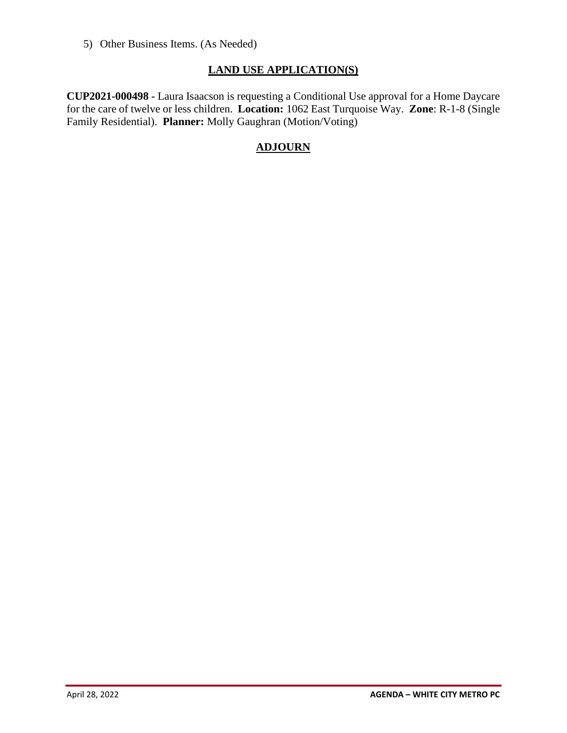5) Other Business Items. (As Needed)

## LAND USE APPLICATION(S)

**CUP2021-000498 -** Laura Isaacson is requesting a Conditional Use approval for a Home Daycare for the care of twelve or less children. **Location:** 1062 East Turquoise Way. **Zone**: R-1-8 (Single Family Residential). **Planner:** Molly Gaughran (Motion/Voting)

## ADJOURN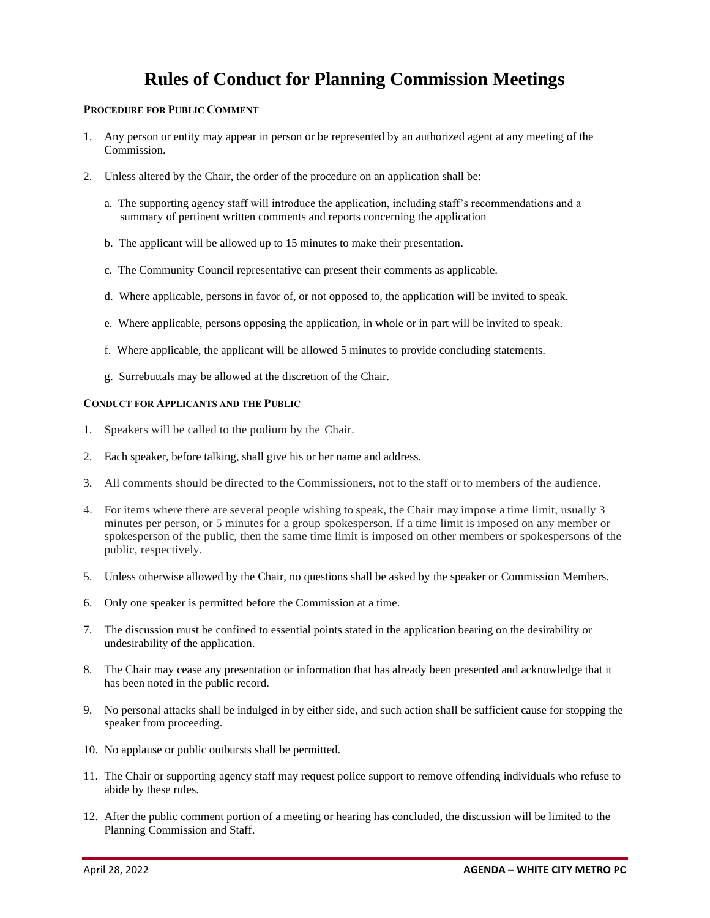# Rules of Conduct for Planning Commission Meetings

**PROCEDURE FOR PUBLIC COMMENT**

1. Any person or entity may appear in person or be represented by an authorized agent at any meeting of the Commission.
2. Unless altered by the Chair, the order of the procedure on an application shall be:
   a. The supporting agency staff will introduce the application, including staff's recommendations and a summary of pertinent written comments and reports concerning the application
   b. The applicant will be allowed up to 15 minutes to make their presentation.
   c. The Community Council representative can present their comments as applicable.
   d. Where applicable, persons in favor of, or not opposed to, the application will be invited to speak.
   e. Where applicable, persons opposing the application, in whole or in part will be invited to speak.
   f. Where applicable, the applicant will be allowed 5 minutes to provide concluding statements.
   g. Surrebuttals may be allowed at the discretion of the Chair.

**CONDUCT FOR APPLICANTS AND THE PUBLIC**

1. Speakers will be called to the podium by the Chair.
2. Each speaker, before talking, shall give his or her name and address.
3. All comments should be directed to the Commissioners, not to the staff or to members of the audience.
4. For items where there are several people wishing to speak, the Chair may impose a time limit, usually 3 minutes per person, or 5 minutes for a group spokesperson. If a time limit is imposed on any member or spokesperson of the public, then the same time limit is imposed on other members or spokespersons of the public, respectively.
5. Unless otherwise allowed by the Chair, no questions shall be asked by the speaker or Commission Members.
6. Only one speaker is permitted before the Commission at a time.
7. The discussion must be confined to essential points stated in the application bearing on the desirability or undesirability of the application.
8. The Chair may cease any presentation or information that has already been presented and acknowledge that it has been noted in the public record.
9. No personal attacks shall be indulged in by either side, and such action shall be sufficient cause for stopping the speaker from proceeding.
10. No applause or public outbursts shall be permitted.
11. The Chair or supporting agency staff may request police support to remove offending individuals who refuse to abide by these rules.
12. After the public comment portion of a meeting or hearing has concluded, the discussion will be limited to the Planning Commission and Staff.